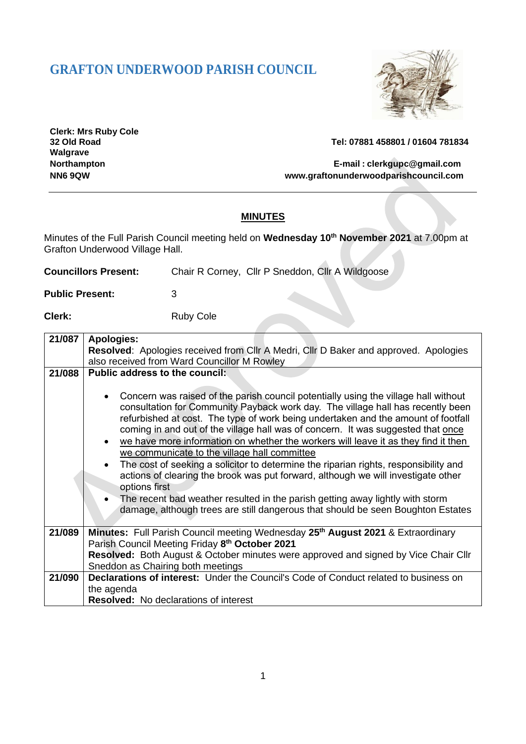# GRAFTON UNDERWOOD PARISH COUNCIL

**Clerk: Mrs Ruby Cole**
**32 Old Road**
**Walgrave**
**Northampton**
**NN6 9QW**

**Tel: 07881 458801 / 01604 781834**

**E-mail : clerkgupc@gmail.com**
**www.graftonunderwoodparishcouncil.com**

## MINUTES

Minutes of the Full Parish Council meeting held on **Wednesday 10th November 2021** at 7.00pm at Grafton Underwood Village Hall.

**Councillors Present:** Chair R Corney, Cllr P Sneddon, Cllr A Wildgoose

**Public Present:** 3

**Clerk:** Ruby Cole

| | |
|---|---|
| 21/087 | **Apologies:** <br> **Resolved**: Apologies received from Cllr A Medri, Cllr D Baker and approved. Apologies also received from Ward Councillor M Rowley |
| 21/088 | **Public address to the council:** <br> • Concern was raised of the parish council potentially using the village hall without consultation for Community Payback work day. The village hall has recently been refurbished at cost. The type of work being undertaken and the amount of footfall coming in and out of the village hall was of concern. It was suggested that once <br> • we have more information on whether the workers will leave it as they find it then we communicate to the village hall committee <br> • The cost of seeking a solicitor to determine the riparian rights, responsibility and actions of clearing the brook was put forward, although we will investigate other options first <br> • The recent bad weather resulted in the parish getting away lightly with storm damage, although trees are still dangerous that should be seen Boughton Estates |
| 21/089 | **Minutes:** Full Parish Council meeting Wednesday **25th August 2021** & Extraordinary Parish Council Meeting Friday **8th October 2021** <br> **Resolved:** Both August & October minutes were approved and signed by Vice Chair Cllr Sneddon as Chairing both meetings |
| 21/090 | **Declarations of interest:** Under the Council's Code of Conduct related to business on the agenda <br> **Resolved:** No declarations of interest |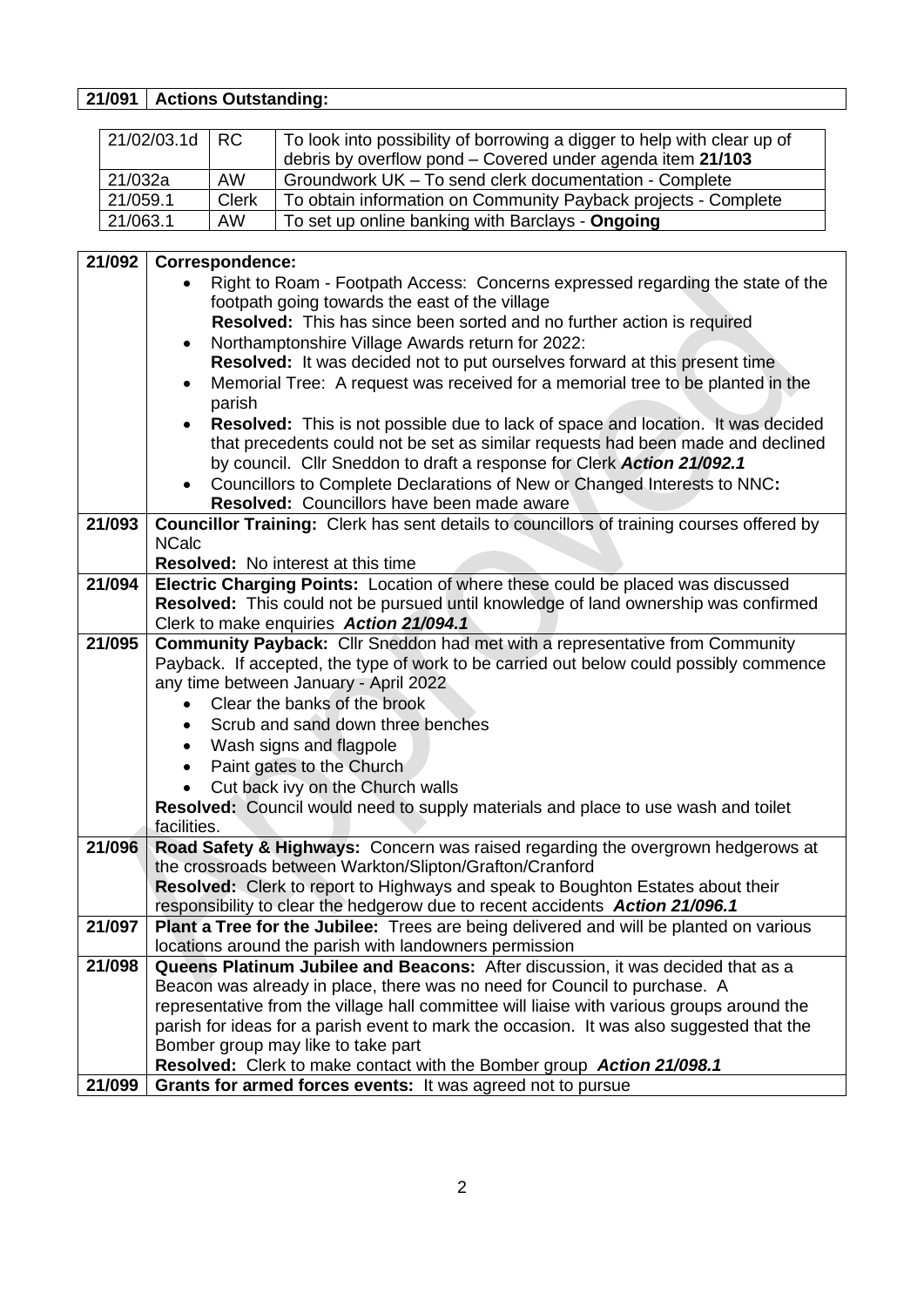| 21/091 | **Actions Outstanding:** |
|---|---|

| | | |
|---|---|---|
| 21/02/03.1d | RC | To look into possibility of borrowing a digger to help with clear up of debris by overflow pond – Covered under agenda item **21/103** |
| 21/032a | AW | Groundwork UK – To send clerk documentation - Complete |
| 21/059.1 | Clerk | To obtain information on Community Payback projects - Complete |
| 21/063.1 | AW | To set up online banking with Barclays - **Ongoing** |

| | |
|---|---|
| **21/092** | **Correspondence:**<br>• Right to Roam - Footpath Access: Concerns expressed regarding the state of the footpath going towards the east of the village<br>**Resolved:** This has since been sorted and no further action is required<br>• Northamptonshire Village Awards return for 2022:<br>**Resolved:** It was decided not to put ourselves forward at this present time<br>• Memorial Tree: A request was received for a memorial tree to be planted in the parish<br>• **Resolved:** This is not possible due to lack of space and location. It was decided that precedents could not be set as similar requests had been made and declined by council. Cllr Sneddon to draft a response for Clerk ***Action 21/092.1***<br>• Councillors to Complete Declarations of New or Changed Interests to NNC**:**<br>**Resolved:** Councillors have been made aware |
| **21/093** | **Councillor Training:** Clerk has sent details to councillors of training courses offered by NCalc<br>**Resolved:** No interest at this time |
| **21/094** | **Electric Charging Points:** Location of where these could be placed was discussed<br>**Resolved:** This could not be pursued until knowledge of land ownership was confirmed<br>Clerk to make enquiries ***Action 21/094.1*** |
| **21/095** | **Community Payback:** Cllr Sneddon had met with a representative from Community Payback. If accepted, the type of work to be carried out below could possibly commence any time between January - April 2022<br>• Clear the banks of the brook<br>• Scrub and sand down three benches<br>• Wash signs and flagpole<br>• Paint gates to the Church<br>• Cut back ivy on the Church walls<br>**Resolved:** Council would need to supply materials and place to use wash and toilet facilities. |
| **21/096** | **Road Safety & Highways:** Concern was raised regarding the overgrown hedgerows at the crossroads between Warkton/Slipton/Grafton/Cranford<br>**Resolved:** Clerk to report to Highways and speak to Boughton Estates about their responsibility to clear the hedgerow due to recent accidents ***Action 21/096.1*** |
| **21/097** | **Plant a Tree for the Jubilee:** Trees are being delivered and will be planted on various locations around the parish with landowners permission |
| **21/098** | **Queens Platinum Jubilee and Beacons:** After discussion, it was decided that as a Beacon was already in place, there was no need for Council to purchase. A representative from the village hall committee will liaise with various groups around the parish for ideas for a parish event to mark the occasion. It was also suggested that the Bomber group may like to take part<br>**Resolved:** Clerk to make contact with the Bomber group ***Action 21/098.1*** |
| **21/099** | **Grants for armed forces events:** It was agreed not to pursue |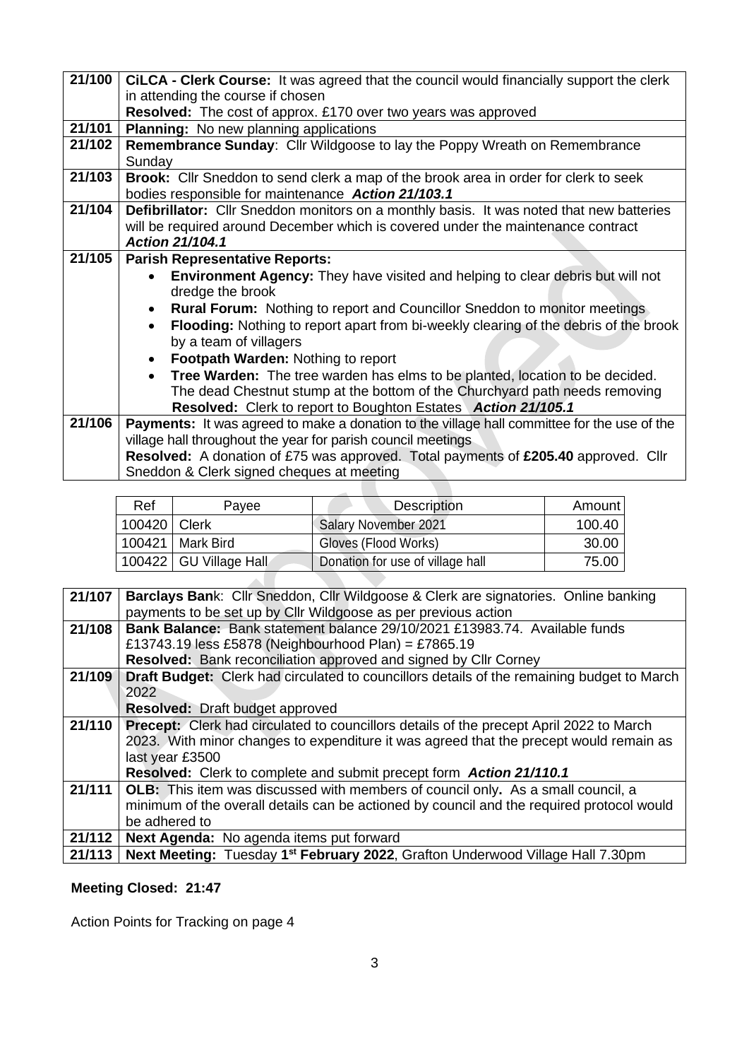| | |
|---|---|
| **21/100** | **CiLCA - Clerk Course:** It was agreed that the council would financially support the clerk in attending the course if chosen<br>**Resolved:** The cost of approx. £170 over two years was approved |
| **21/101** | **Planning:** No new planning applications |
| **21/102** | **Remembrance Sunday**: Cllr Wildgoose to lay the Poppy Wreath on Remembrance Sunday |
| **21/103** | **Brook:** Cllr Sneddon to send clerk a map of the brook area in order for clerk to seek bodies responsible for maintenance ***Action 21/103.1*** |
| **21/104** | **Defibrillator:** Cllr Sneddon monitors on a monthly basis. It was noted that new batteries will be required around December which is covered under the maintenance contract ***Action 21/104.1*** |
| **21/105** | **Parish Representative Reports:**<br>• **Environment Agency:** They have visited and helping to clear debris but will not dredge the brook<br>• **Rural Forum:** Nothing to report and Councillor Sneddon to monitor meetings<br>• **Flooding:** Nothing to report apart from bi-weekly clearing of the debris of the brook by a team of villagers<br>• **Footpath Warden:** Nothing to report<br>• **Tree Warden:** The tree warden has elms to be planted, location to be decided. The dead Chestnut stump at the bottom of the Churchyard path needs removing<br>**Resolved:** Clerk to report to Boughton Estates ***Action 21/105.1*** |
| **21/106** | **Payments:** It was agreed to make a donation to the village hall committee for the use of the village hall throughout the year for parish council meetings<br>**Resolved:** A donation of £75 was approved. Total payments of **£205.40** approved. Cllr Sneddon & Clerk signed cheques at meeting |

| Ref | Payee | Description | Amount |
|---|---|---|---|
| 100420 | Clerk | Salary November 2021 | 100.40 |
| 100421 | Mark Bird | Gloves (Flood Works) | 30.00 |
| 100422 | GU Village Hall | Donation for use of village hall | 75.00 |

| | |
|---|---|
| **21/107** | **Barclays Ban**k: Cllr Sneddon, Cllr Wildgoose & Clerk are signatories. Online banking payments to be set up by Cllr Wildgoose as per previous action |
| **21/108** | **Bank Balance:** Bank statement balance 29/10/2021 £13983.74. Available funds £13743.19 less £5878 (Neighbourhood Plan) = £7865.19<br>**Resolved:** Bank reconciliation approved and signed by Cllr Corney |
| **21/109** | **Draft Budget:** Clerk had circulated to councillors details of the remaining budget to March 2022<br>**Resolved:** Draft budget approved |
| **21/110** | **Precept:** Clerk had circulated to councillors details of the precept April 2022 to March 2023. With minor changes to expenditure it was agreed that the precept would remain as last year £3500<br>**Resolved:** Clerk to complete and submit precept form ***Action 21/110.1*** |
| **21/111** | **OLB:** This item was discussed with members of council only**.** As a small council, a minimum of the overall details can be actioned by council and the required protocol would be adhered to |
| **21/112** | **Next Agenda:** No agenda items put forward |
| **21/113** | **Next Meeting:** Tuesday 1st February 2022, Grafton Underwood Village Hall 7.30pm |

**Meeting Closed: 21:47**

Action Points for Tracking on page 4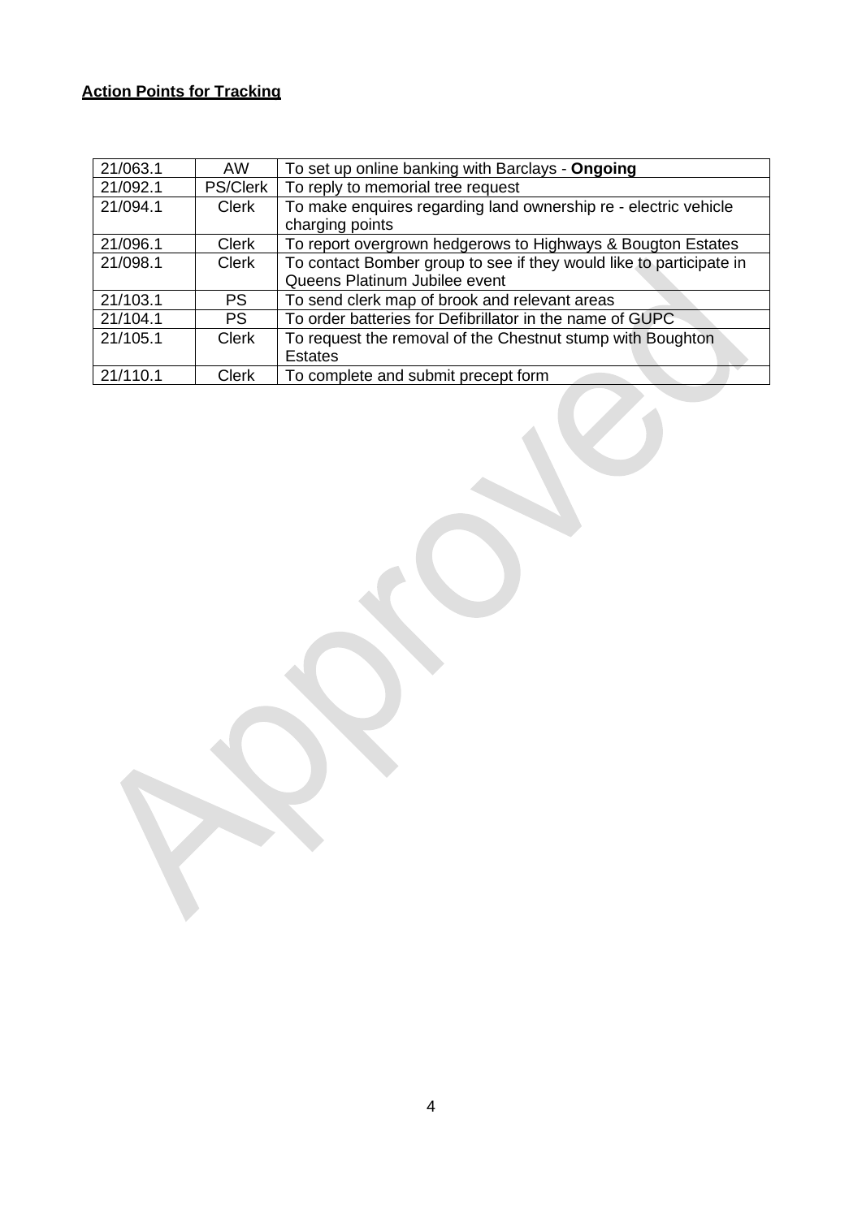**Action Points for Tracking**

| | | |
|---|---|---|
| 21/063.1 | AW | To set up online banking with Barclays - **Ongoing** |
| 21/092.1 | PS/Clerk | To reply to memorial tree request |
| 21/094.1 | Clerk | To make enquires regarding land ownership re - electric vehicle charging points |
| 21/096.1 | Clerk | To report overgrown hedgerows to Highways & Bougton Estates |
| 21/098.1 | Clerk | To contact Bomber group to see if they would like to participate in Queens Platinum Jubilee event |
| 21/103.1 | PS | To send clerk map of brook and relevant areas |
| 21/104.1 | PS | To order batteries for Defibrillator in the name of GUPC |
| 21/105.1 | Clerk | To request the removal of the Chestnut stump with Boughton Estates |
| 21/110.1 | Clerk | To complete and submit precept form |

Approved